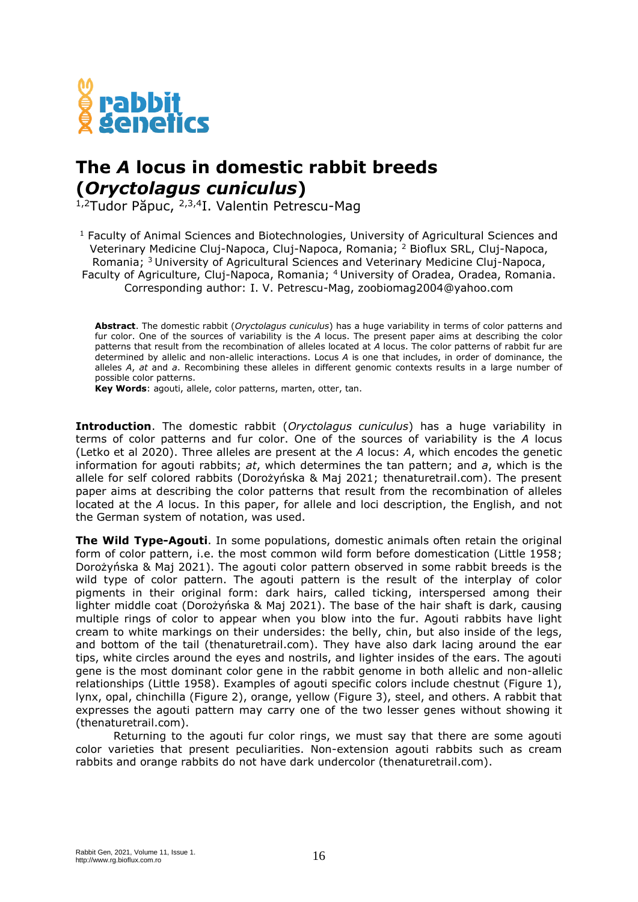# The *A* locus in domestic rabbit breeds (*Oryctolagus cuniculus*)

[1,2]Tudor Păpuc, [2,3,4]I. Valentin Petrescu-Mag

[1] Faculty of Animal Sciences and Biotechnologies, University of Agricultural Sciences and Veterinary Medicine Cluj-Napoca, Cluj-Napoca, Romania; [2] Bioflux SRL, Cluj-Napoca, Romania; [3] University of Agricultural Sciences and Veterinary Medicine Cluj-Napoca, Faculty of Agriculture, Cluj-Napoca, Romania; [4] University of Oradea, Oradea, Romania. Corresponding author: I. V. Petrescu-Mag, zoobiomag2004@yahoo.com

**Abstract**. The domestic rabbit (*Oryctolagus cuniculus*) has a huge variability in terms of color patterns and fur color. One of the sources of variability is the *A* locus. The present paper aims at describing the color patterns that result from the recombination of alleles located at *A* locus. The color patterns of rabbit fur are determined by allelic and non-allelic interactions. Locus *A* is one that includes, in order of dominance, the alleles *A*, *at* and *a*. Recombining these alleles in different genomic contexts results in a large number of possible color patterns.

**Key Words**: agouti, allele, color patterns, marten, otter, tan.

**Introduction**. The domestic rabbit (*Oryctolagus cuniculus*) has a huge variability in terms of color patterns and fur color. One of the sources of variability is the *A* locus (Letko et al 2020). Three alleles are present at the *A* locus: *A*, which encodes the genetic information for agouti rabbits; *at*, which determines the tan pattern; and *a*, which is the allele for self colored rabbits (Dorożyńska & Maj 2021; thenaturetrail.com). The present paper aims at describing the color patterns that result from the recombination of alleles located at the *A* locus. In this paper, for allele and loci description, the English, and not the German system of notation, was used.

**The Wild Type-Agouti**. In some populations, domestic animals often retain the original form of color pattern, i.e. the most common wild form before domestication (Little 1958; Dorożyńska & Maj 2021). The agouti color pattern observed in some rabbit breeds is the wild type of color pattern. The agouti pattern is the result of the interplay of color pigments in their original form: dark hairs, called ticking, interspersed among their lighter middle coat (Dorożyńska & Maj 2021). The base of the hair shaft is dark, causing multiple rings of color to appear when you blow into the fur. Agouti rabbits have light cream to white markings on their undersides: the belly, chin, but also inside of the legs, and bottom of the tail (thenaturetrail.com). They have also dark lacing around the ear tips, white circles around the eyes and nostrils, and lighter insides of the ears. The agouti gene is the most dominant color gene in the rabbit genome in both allelic and non-allelic relationships (Little 1958). Examples of agouti specific colors include chestnut (Figure 1), lynx, opal, chinchilla (Figure 2), orange, yellow (Figure 3), steel, and others. A rabbit that expresses the agouti pattern may carry one of the two lesser genes without showing it (thenaturetrail.com).

Returning to the agouti fur color rings, we must say that there are some agouti color varieties that present peculiarities. Non-extension agouti rabbits such as cream rabbits and orange rabbits do not have dark undercolor (thenaturetrail.com).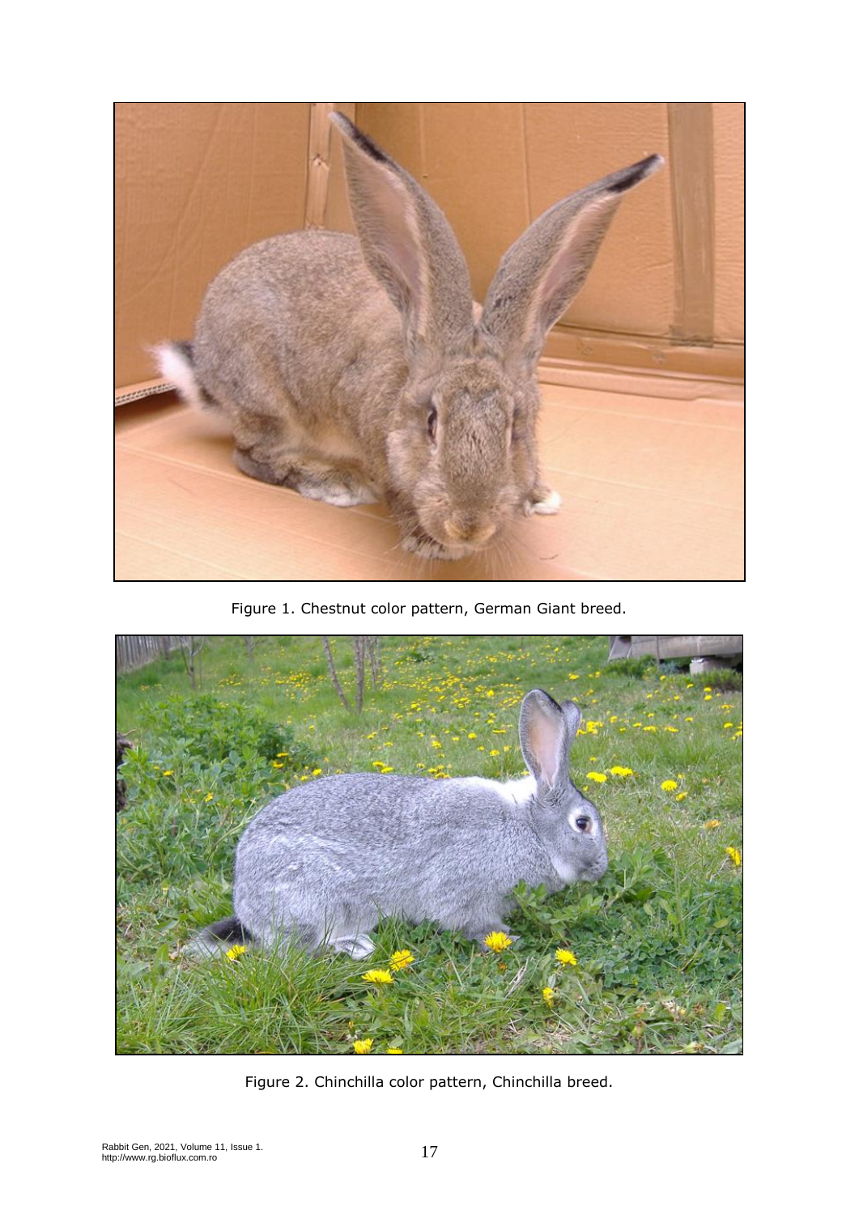Figure 1. Chestnut color pattern, German Giant breed.

Figure 2. Chinchilla color pattern, Chinchilla breed.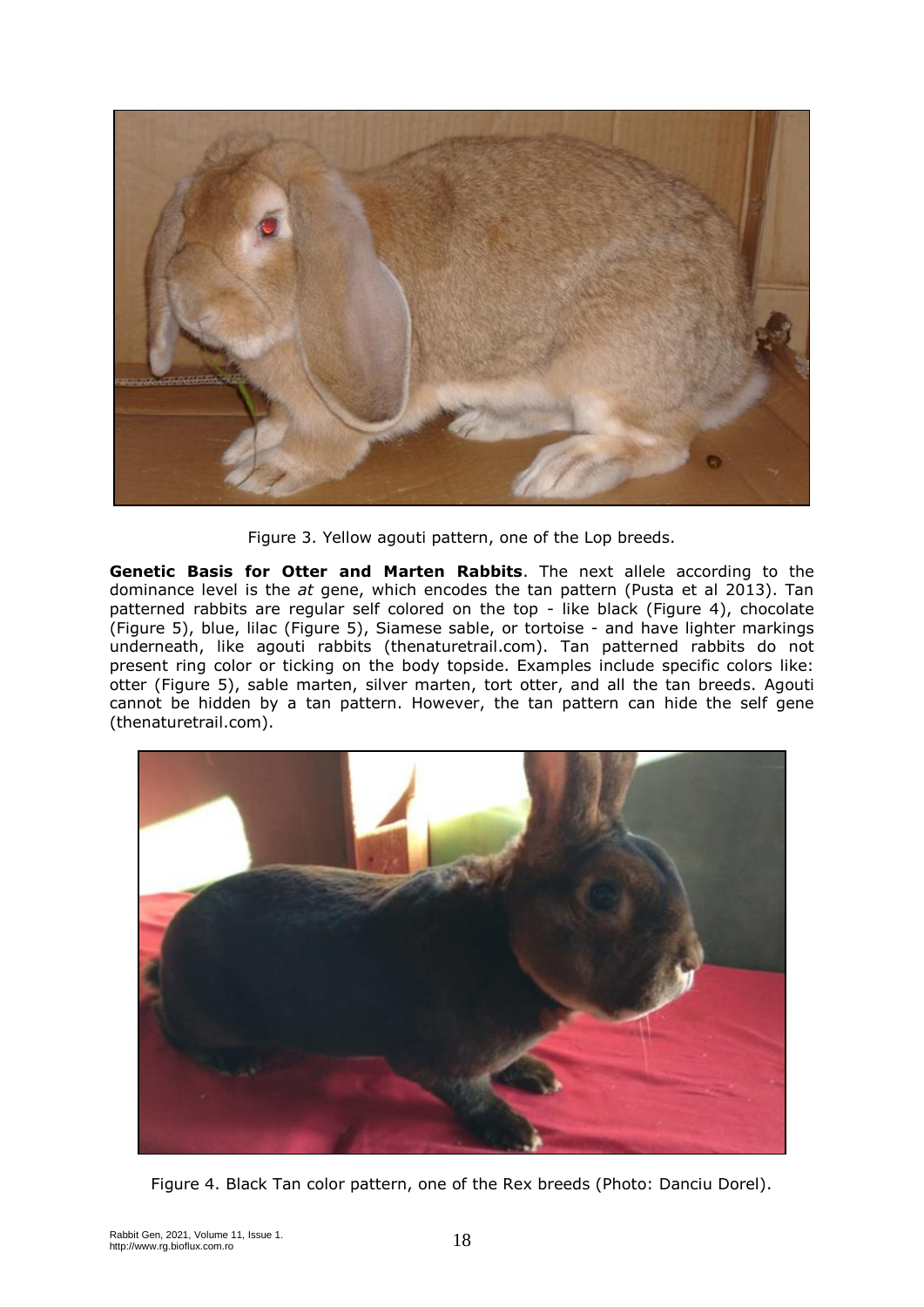Figure 3. Yellow agouti pattern, one of the Lop breeds.

**Genetic Basis for Otter and Marten Rabbits**. The next allele according to the dominance level is the *at* gene, which encodes the tan pattern (Pusta et al 2013). Tan patterned rabbits are regular self colored on the top - like black (Figure 4), chocolate (Figure 5), blue, lilac (Figure 5), Siamese sable, or tortoise - and have lighter markings underneath, like agouti rabbits (thenaturetrail.com). Tan patterned rabbits do not present ring color or ticking on the body topside. Examples include specific colors like: otter (Figure 5), sable marten, silver marten, tort otter, and all the tan breeds. Agouti cannot be hidden by a tan pattern. However, the tan pattern can hide the self gene (thenaturetrail.com).

Figure 4. Black Tan color pattern, one of the Rex breeds (Photo: Danciu Dorel).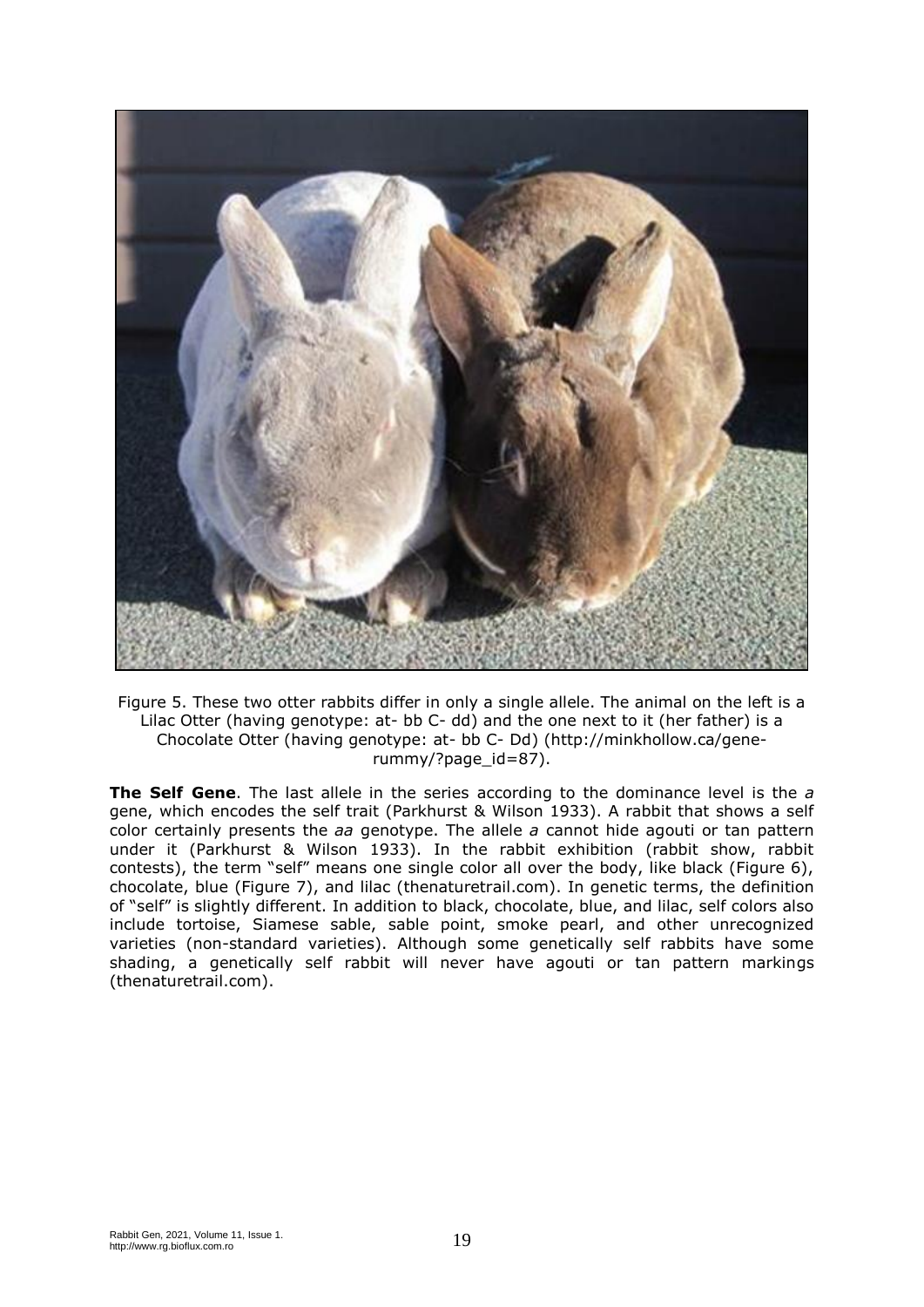Figure 5. These two otter rabbits differ in only a single allele. The animal on the left is a Lilac Otter (having genotype: at- bb C- dd) and the one next to it (her father) is a Chocolate Otter (having genotype: at- bb C- Dd) (http://minkhollow.ca/gene-rummy/?page_id=87).

**The Self Gene**. The last allele in the series according to the dominance level is the *a* gene, which encodes the self trait (Parkhurst & Wilson 1933). A rabbit that shows a self color certainly presents the *aa* genotype. The allele *a* cannot hide agouti or tan pattern under it (Parkhurst & Wilson 1933). In the rabbit exhibition (rabbit show, rabbit contests), the term "self" means one single color all over the body, like black (Figure 6), chocolate, blue (Figure 7), and lilac (thenaturetrail.com). In genetic terms, the definition of "self" is slightly different. In addition to black, chocolate, blue, and lilac, self colors also include tortoise, Siamese sable, sable point, smoke pearl, and other unrecognized varieties (non-standard varieties). Although some genetically self rabbits have some shading, a genetically self rabbit will never have agouti or tan pattern markings (thenaturetrail.com).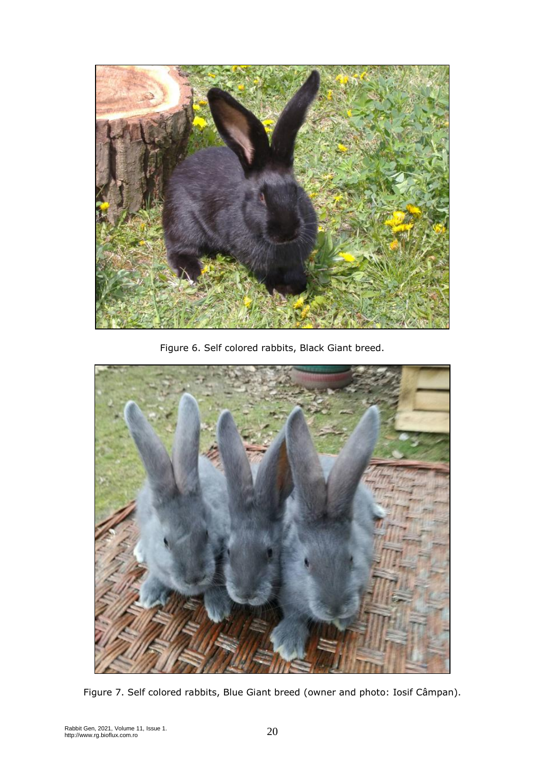Figure 6. Self colored rabbits, Black Giant breed.

Figure 7. Self colored rabbits, Blue Giant breed (owner and photo: Iosif Câmpan).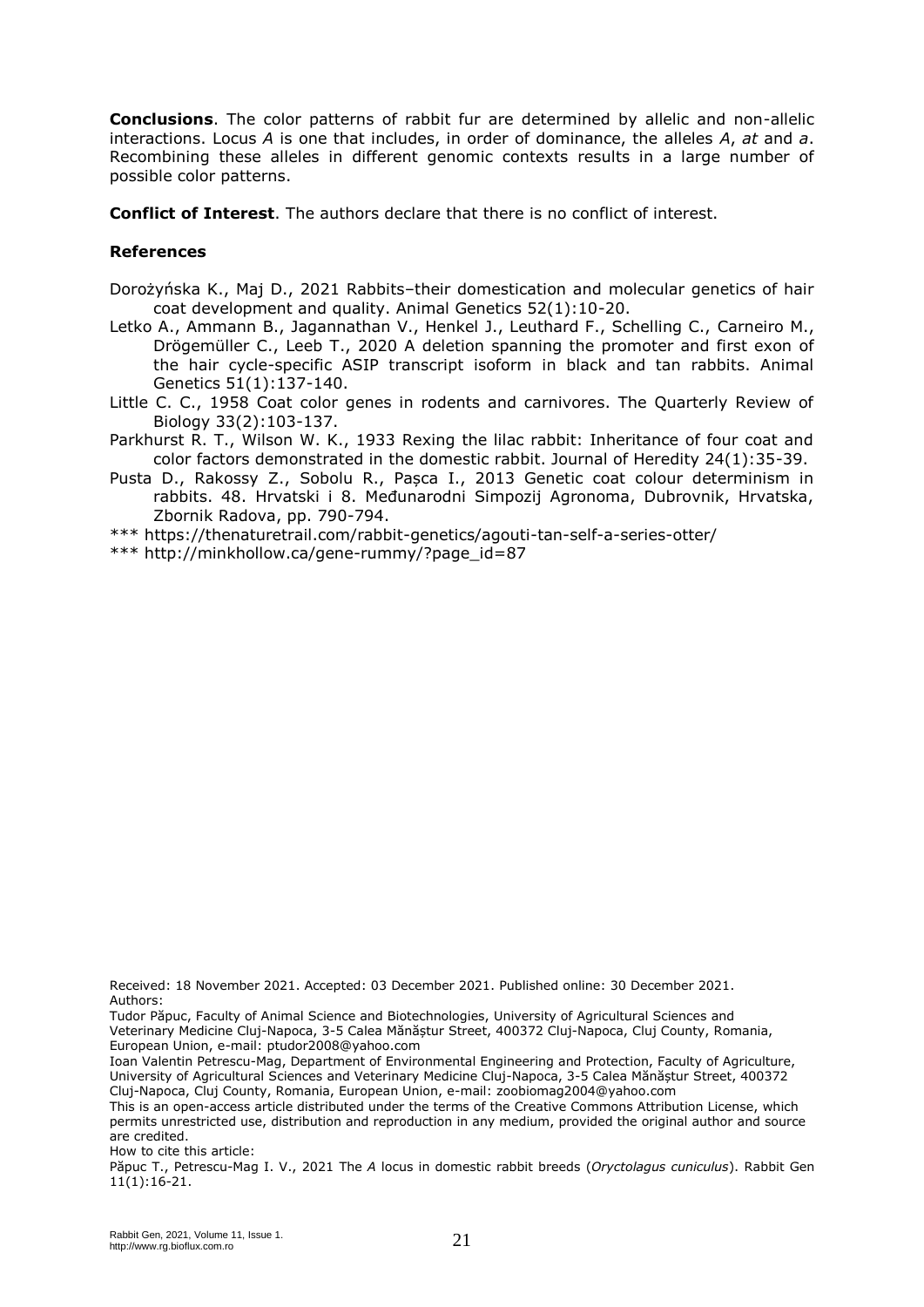**Conclusions**. The color patterns of rabbit fur are determined by allelic and non-allelic interactions. Locus *A* is one that includes, in order of dominance, the alleles *A*, *at* and *a*. Recombining these alleles in different genomic contexts results in a large number of possible color patterns.

**Conflict of Interest**. The authors declare that there is no conflict of interest.

### References

Dorożyńska K., Maj D., 2021 Rabbits–their domestication and molecular genetics of hair coat development and quality. Animal Genetics 52(1):10-20.

Letko A., Ammann B., Jagannathan V., Henkel J., Leuthard F., Schelling C., Carneiro M., Drögemüller C., Leeb T., 2020 A deletion spanning the promoter and first exon of the hair cycle-specific ASIP transcript isoform in black and tan rabbits. Animal Genetics 51(1):137-140.

Little C. C., 1958 Coat color genes in rodents and carnivores. The Quarterly Review of Biology 33(2):103-137.

Parkhurst R. T., Wilson W. K., 1933 Rexing the lilac rabbit: Inheritance of four coat and color factors demonstrated in the domestic rabbit. Journal of Heredity 24(1):35-39.

Pusta D., Rakossy Z., Sobolu R., Pașca I., 2013 Genetic coat colour determinism in rabbits. 48. Hrvatski i 8. Međunarodni Simpozij Agronoma, Dubrovnik, Hrvatska, Zbornik Radova, pp. 790-794.

*** https://thenaturetrail.com/rabbit-genetics/agouti-tan-self-a-series-otter/

*** http://minkhollow.ca/gene-rummy/?page_id=87

Received: 18 November 2021. Accepted: 03 December 2021. Published online: 30 December 2021.
Authors:
Tudor Păpuc, Faculty of Animal Science and Biotechnologies, University of Agricultural Sciences and Veterinary Medicine Cluj-Napoca, 3-5 Calea Mănăștur Street, 400372 Cluj-Napoca, Cluj County, Romania, European Union, e-mail: ptudor2008@yahoo.com
Ioan Valentin Petrescu-Mag, Department of Environmental Engineering and Protection, Faculty of Agriculture, University of Agricultural Sciences and Veterinary Medicine Cluj-Napoca, 3-5 Calea Mănăștur Street, 400372 Cluj-Napoca, Cluj County, Romania, European Union, e-mail: zoobiomag2004@yahoo.com
This is an open-access article distributed under the terms of the Creative Commons Attribution License, which permits unrestricted use, distribution and reproduction in any medium, provided the original author and source are credited.
How to cite this article:
Păpuc T., Petrescu-Mag I. V., 2021 The *A* locus in domestic rabbit breeds (*Oryctolagus cuniculus*). Rabbit Gen 11(1):16-21.